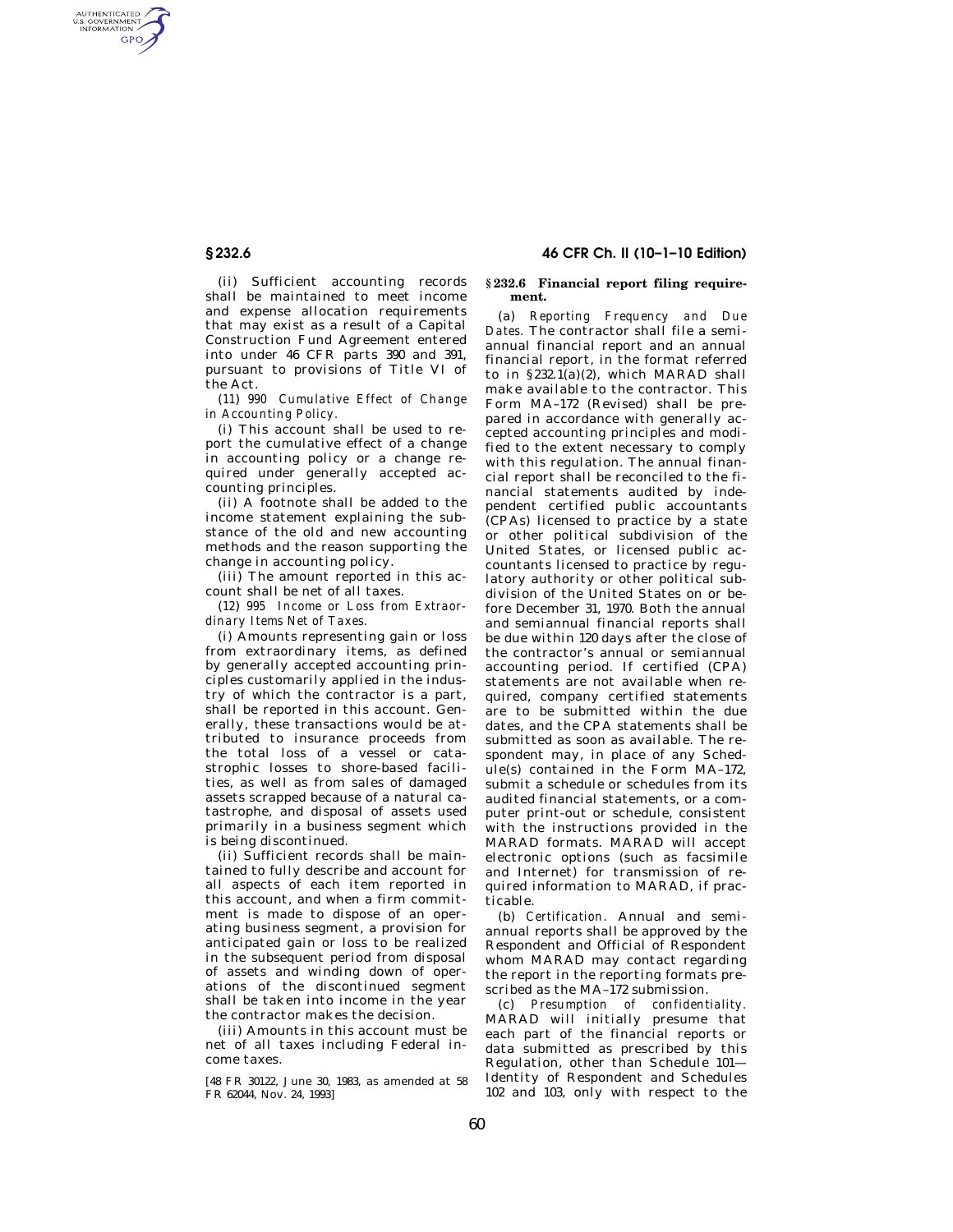(ii) Sufficient accounting records shall be maintained to meet income and expense allocation requirements that may exist as a result of a Capital Construction Fund Agreement entered into under 46 CFR parts 390 and 391, pursuant to provisions of Title VI of the Act.

(11) 990 *Cumulative Effect of Change in Accounting Policy.*

(i) This account shall be used to report the cumulative effect of a change in accounting policy or a change required under generally accepted accounting principles.

(ii) A footnote shall be added to the income statement explaining the substance of the old and new accounting methods and the reason supporting the change in accounting policy.

(iii) The amount reported in this account shall be net of all taxes.

(12) 995 *Income or Loss from Extraordinary Items Net of Taxes.*

(i) Amounts representing gain or loss from extraordinary items, as defined by generally accepted accounting principles customarily applied in the industry of which the contractor is a part, shall be reported in this account. Generally, these transactions would be attributed to insurance proceeds from the total loss of a vessel or catastrophic losses to shore-based facilities, as well as from sales of damaged assets scrapped because of a natural catastrophe, and disposal of assets used primarily in a business segment which is being discontinued.

(ii) Sufficient records shall be maintained to fully describe and account for all aspects of each item reported in this account, and when a firm commitment is made to dispose of an operating business segment, a provision for anticipated gain or loss to be realized in the subsequent period from disposal of assets and winding down of operations of the discontinued segment shall be taken into income in the year the contractor makes the decision.

(iii) Amounts in this account must be net of all taxes including Federal income taxes.

[48 FR 30122, June 30, 1983, as amended at 58 FR 62044, Nov. 24, 1993]

### § 232.6 Financial report filing requirement.

(a) *Reporting Frequency and Due Dates.* The contractor shall file a semiannual financial report and an annual financial report, in the format referred to in §232.1(a)(2), which MARAD shall make available to the contractor. This Form MA–172 (Revised) shall be prepared in accordance with generally accepted accounting principles and modified to the extent necessary to comply with this regulation. The annual financial report shall be reconciled to the financial statements audited by independent certified public accountants (CPAs) licensed to practice by a state or other political subdivision of the United States, or licensed public accountants licensed to practice by regulatory authority or other political subdivision of the United States on or before December 31, 1970. Both the annual and semiannual financial reports shall be due within 120 days after the close of the contractor's annual or semiannual accounting period. If certified (CPA) statements are not available when required, company certified statements are to be submitted within the due dates, and the CPA statements shall be submitted as soon as available. The respondent may, in place of any Schedule(s) contained in the Form MA–172, submit a schedule or schedules from its audited financial statements, or a computer print-out or schedule, consistent with the instructions provided in the MARAD formats. MARAD will accept electronic options (such as facsimile and Internet) for transmission of required information to MARAD, if practicable.

(b) *Certification.* Annual and semiannual reports shall be approved by the Respondent and Official of Respondent whom MARAD may contact regarding the report in the reporting formats prescribed as the MA–172 submission.

(c) *Presumption of confidentiality.* MARAD will initially presume that each part of the financial reports or data submitted as prescribed by this Regulation, other than Schedule 101—Identity of Respondent and Schedules 102 and 103, only with respect to the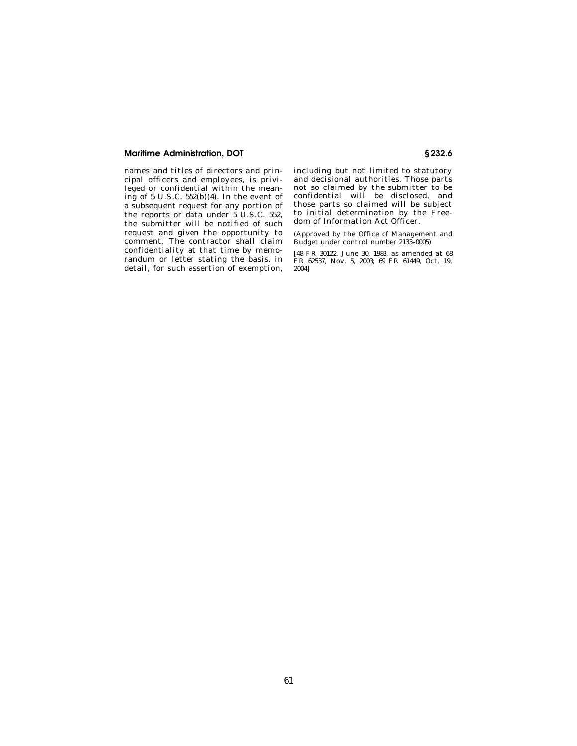names and titles of directors and principal officers and employees, is privileged or confidential within the meaning of 5 U.S.C. 552(b)(4). In the event of a subsequent request for any portion of the reports or data under 5 U.S.C. 552, the submitter will be notified of such request and given the opportunity to comment. The contractor shall claim confidentiality at that time by memorandum or letter stating the basis, in detail, for such assertion of exemption, including but not limited to statutory and decisional authorities. Those parts not so claimed by the submitter to be confidential will be disclosed, and those parts so claimed will be subject to initial determination by the Freedom of Information Act Officer.

(Approved by the Office of Management and Budget under control number 2133–0005)

[48 FR 30122, June 30, 1983, as amended at 68 FR 62537, Nov. 5, 2003; 69 FR 61449, Oct. 19, 2004]